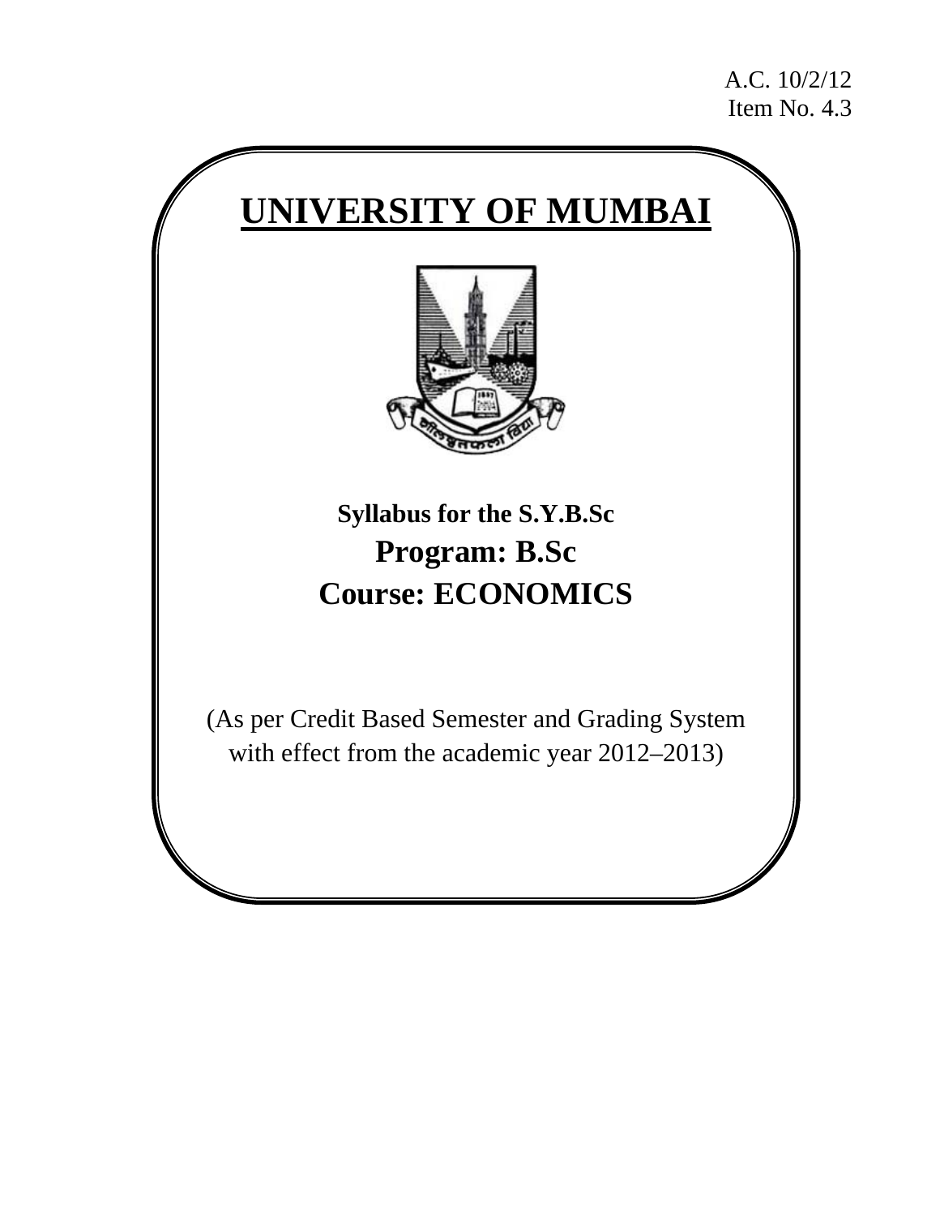A.C. 10/2/12
Item No. 4.3

# UNIVERSITY OF MUMBAI

**Syllabus for the S.Y.B.Sc**

## Program: B.Sc

## Course: ECONOMICS

(As per Credit Based Semester and Grading System with effect from the academic year 2012–2013)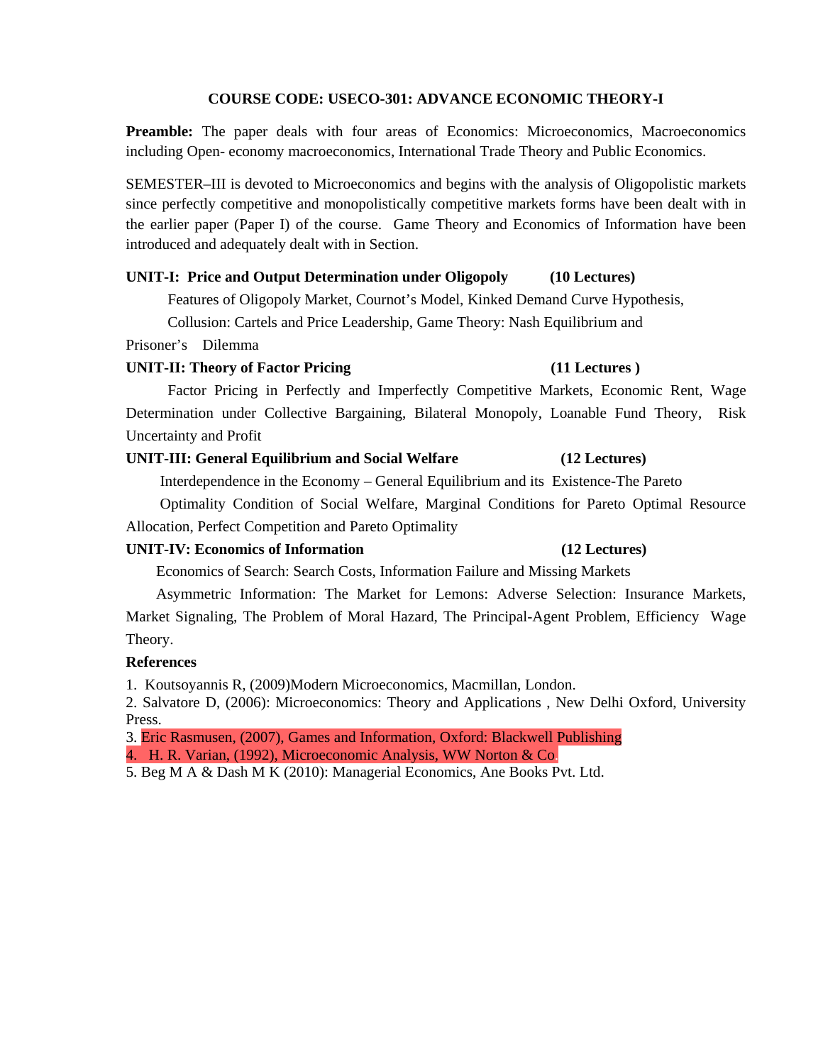## COURSE CODE: USECO-301: ADVANCE ECONOMIC THEORY-I

**Preamble:** The paper deals with four areas of Economics: Microeconomics, Macroeconomics including Open- economy macroeconomics, International Trade Theory and Public Economics.

SEMESTER–III is devoted to Microeconomics and begins with the analysis of Oligopolistic markets since perfectly competitive and monopolistically competitive markets forms have been dealt with in the earlier paper (Paper I) of the course. Game Theory and Economics of Information have been introduced and adequately dealt with in Section.

**UNIT-I: Price and Output Determination under Oligopoly (10 Lectures)**

Features of Oligopoly Market, Cournot's Model, Kinked Demand Curve Hypothesis, Collusion: Cartels and Price Leadership, Game Theory: Nash Equilibrium and Prisoner's Dilemma

**UNIT-II: Theory of Factor Pricing (11 Lectures )**

Factor Pricing in Perfectly and Imperfectly Competitive Markets, Economic Rent, Wage Determination under Collective Bargaining, Bilateral Monopoly, Loanable Fund Theory, Risk Uncertainty and Profit

**UNIT-III: General Equilibrium and Social Welfare (12 Lectures)**

Interdependence in the Economy – General Equilibrium and its Existence-The Pareto Optimality Condition of Social Welfare, Marginal Conditions for Pareto Optimal Resource Allocation, Perfect Competition and Pareto Optimality

**UNIT-IV: Economics of Information (12 Lectures)**

Economics of Search: Search Costs, Information Failure and Missing Markets

Asymmetric Information: The Market for Lemons: Adverse Selection: Insurance Markets, Market Signaling, The Problem of Moral Hazard, The Principal-Agent Problem, Efficiency Wage Theory.

**References**

1. Koutsoyannis R, (2009)Modern Microeconomics, Macmillan, London.
2. Salvatore D, (2006): Microeconomics: Theory and Applications , New Delhi Oxford, University Press.
3. Eric Rasmusen, (2007), Games and Information, Oxford: Blackwell Publishing
4. H. R. Varian, (1992), Microeconomic Analysis, WW Norton & Co.
5. Beg M A & Dash M K (2010): Managerial Economics, Ane Books Pvt. Ltd.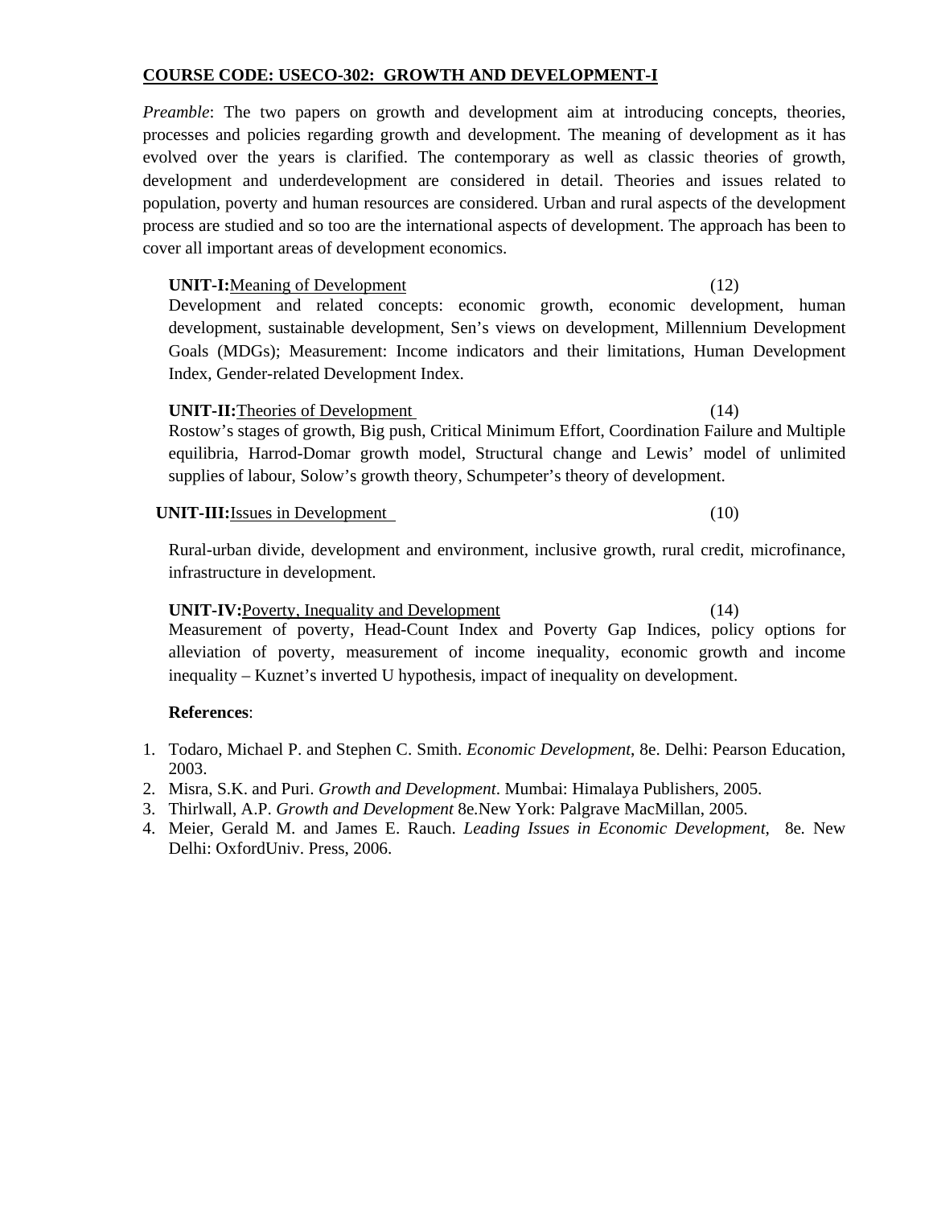## COURSE CODE: USECO-302: GROWTH AND DEVELOPMENT-I

*Preamble*: The two papers on growth and development aim at introducing concepts, theories, processes and policies regarding growth and development. The meaning of development as it has evolved over the years is clarified. The contemporary as well as classic theories of growth, development and underdevelopment are considered in detail. Theories and issues related to population, poverty and human resources are considered. Urban and rural aspects of the development process are studied and so too are the international aspects of development. The approach has been to cover all important areas of development economics.

**UNIT-I:**Meaning of Development (12)

Development and related concepts: economic growth, economic development, human development, sustainable development, Sen's views on development, Millennium Development Goals (MDGs); Measurement: Income indicators and their limitations, Human Development Index, Gender-related Development Index.

**UNIT-II:**Theories of Development (14)

Rostow's stages of growth, Big push, Critical Minimum Effort, Coordination Failure and Multiple equilibria, Harrod-Domar growth model, Structural change and Lewis' model of unlimited supplies of labour, Solow's growth theory, Schumpeter's theory of development.

**UNIT-III:**Issues in Development (10)

Rural-urban divide, development and environment, inclusive growth, rural credit, microfinance, infrastructure in development.

**UNIT-IV:**Poverty, Inequality and Development (14)

Measurement of poverty, Head-Count Index and Poverty Gap Indices, policy options for alleviation of poverty, measurement of income inequality, economic growth and income inequality – Kuznet's inverted U hypothesis, impact of inequality on development.

**References**:

1. Todaro, Michael P. and Stephen C. Smith. *Economic Development*, 8e. Delhi: Pearson Education, 2003.
2. Misra, S.K. and Puri. *Growth and Development*. Mumbai: Himalaya Publishers, 2005.
3. Thirlwall, A.P. *Growth and Development* 8e.New York: Palgrave MacMillan, 2005.
4. Meier, Gerald M. and James E. Rauch. *Leading Issues in Economic Development*, 8e. New Delhi: OxfordUniv. Press, 2006.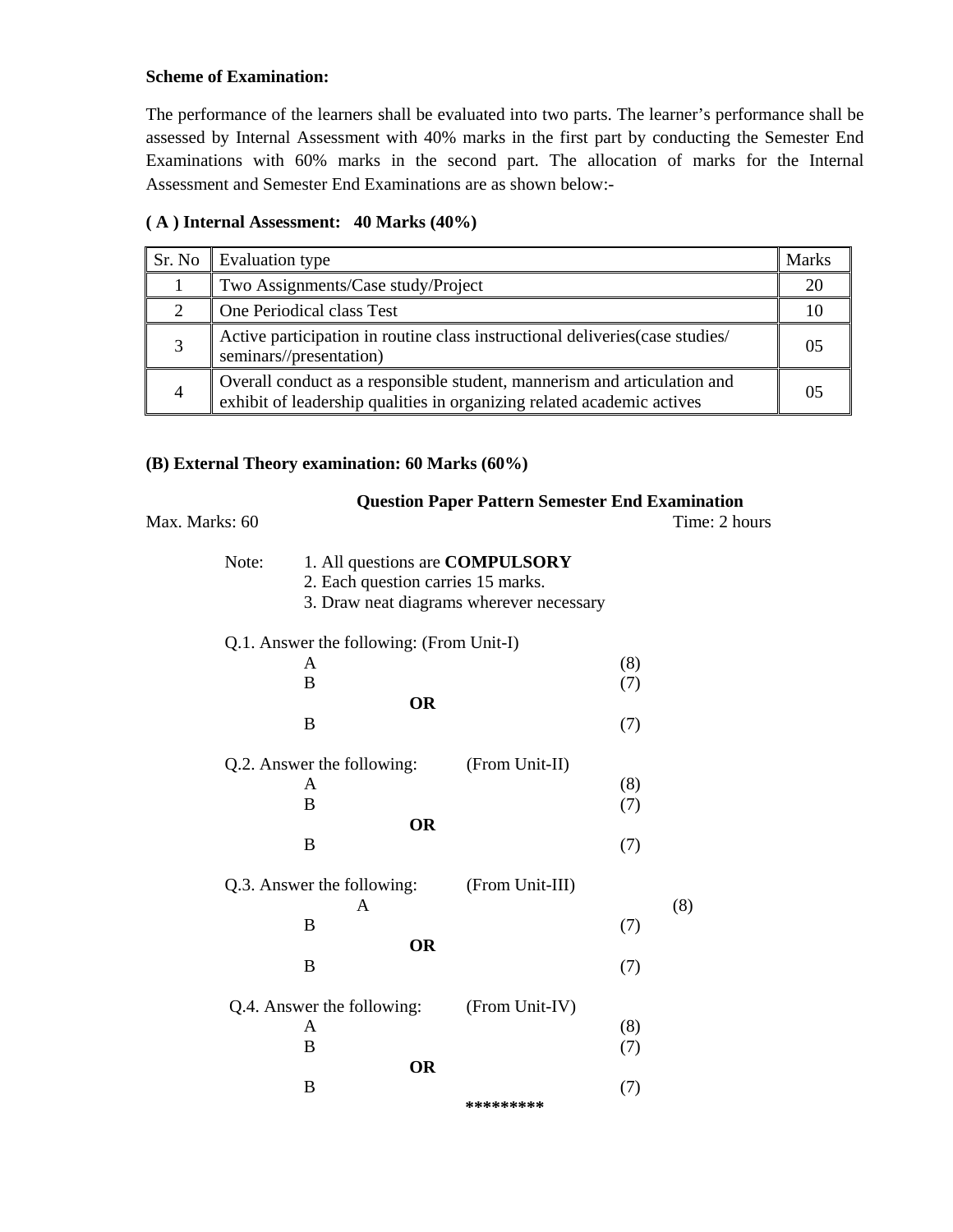**Scheme of Examination:**

The performance of the learners shall be evaluated into two parts. The learner's performance shall be assessed by Internal Assessment with 40% marks in the first part by conducting the Semester End Examinations with 60% marks in the second part. The allocation of marks for the Internal Assessment and Semester End Examinations are as shown below:-

**( A ) Internal Assessment: 40 Marks (40%)**

| Sr. No | Evaluation type | Marks |
|---|---|---|
| 1 | Two Assignments/Case study/Project | 20 |
| 2 | One Periodical class Test | 10 |
| 3 | Active participation in routine class instructional deliveries(case studies/ seminars//presentation) | 05 |
| 4 | Overall conduct as a responsible student, mannerism and articulation and exhibit of leadership qualities in organizing related academic actives | 05 |

**(B) External Theory examination: 60 Marks (60%)**

**Question Paper Pattern Semester End Examination**

Max. Marks: 60 Time: 2 hours

Note:
1. All questions are **COMPULSORY**
2. Each question carries 15 marks.
3. Draw neat diagrams wherever necessary

Q.1. Answer the following: (From Unit-I)

A (8)

B (7)

**OR**

B (7)

Q.2. Answer the following: (From Unit-II)

A (8)

B (7)

**OR**

B (7)

Q.3. Answer the following: (From Unit-III)

A (8)

B (7)

**OR**

B (7)

Q.4. Answer the following: (From Unit-IV)

A (8)

B (7)

**OR**

B (7)

*********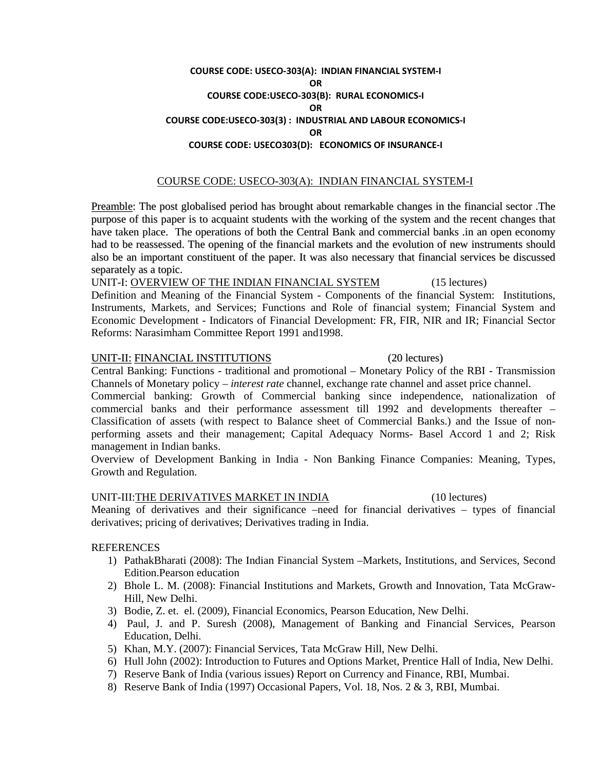**COURSE CODE: USECO-303(A): INDIAN FINANCIAL SYSTEM-I**

**OR**

**COURSE CODE:USECO-303(B): RURAL ECONOMICS-I**

**OR**

**COURSE CODE:USECO-303(3) : INDUSTRIAL AND LABOUR ECONOMICS-I**

**OR**

**COURSE CODE: USECO303(D): ECONOMICS OF INSURANCE-I**

## COURSE CODE: USECO-303(A): INDIAN FINANCIAL SYSTEM-I

Preamble: The post globalised period has brought about remarkable changes in the financial sector .The purpose of this paper is to acquaint students with the working of the system and the recent changes that have taken place. The operations of both the Central Bank and commercial banks .in an open economy had to be reassessed. The opening of the financial markets and the evolution of new instruments should also be an important constituent of the paper. It was also necessary that financial services be discussed separately as a topic.

UNIT-I: OVERVIEW OF THE INDIAN FINANCIAL SYSTEM (15 lectures)

Definition and Meaning of the Financial System - Components of the financial System: Institutions, Instruments, Markets, and Services; Functions and Role of financial system; Financial System and Economic Development - Indicators of Financial Development: FR, FIR, NIR and IR; Financial Sector Reforms: Narasimham Committee Report 1991 and1998.

UNIT-II: FINANCIAL INSTITUTIONS (20 lectures)

Central Banking: Functions - traditional and promotional – Monetary Policy of the RBI - Transmission Channels of Monetary policy – *interest rate* channel, exchange rate channel and asset price channel.

Commercial banking: Growth of Commercial banking since independence, nationalization of commercial banks and their performance assessment till 1992 and developments thereafter – Classification of assets (with respect to Balance sheet of Commercial Banks.) and the Issue of non-performing assets and their management; Capital Adequacy Norms- Basel Accord 1 and 2; Risk management in Indian banks.

Overview of Development Banking in India - Non Banking Finance Companies: Meaning, Types, Growth and Regulation.

UNIT-III:THE DERIVATIVES MARKET IN INDIA (10 lectures)

Meaning of derivatives and their significance –need for financial derivatives – types of financial derivatives; pricing of derivatives; Derivatives trading in India.

REFERENCES

1) PathakBharati (2008): The Indian Financial System –Markets, Institutions, and Services, Second Edition.Pearson education
2) Bhole L. M. (2008): Financial Institutions and Markets, Growth and Innovation, Tata McGraw-Hill, New Delhi.
3) Bodie, Z. et. el. (2009), Financial Economics, Pearson Education, New Delhi.
4) Paul, J. and P. Suresh (2008), Management of Banking and Financial Services, Pearson Education, Delhi.
5) Khan, M.Y. (2007): Financial Services, Tata McGraw Hill, New Delhi.
6) Hull John (2002): Introduction to Futures and Options Market, Prentice Hall of India, New Delhi.
7) Reserve Bank of India (various issues) Report on Currency and Finance, RBI, Mumbai.
8) Reserve Bank of India (1997) Occasional Papers, Vol. 18, Nos. 2 & 3, RBI, Mumbai.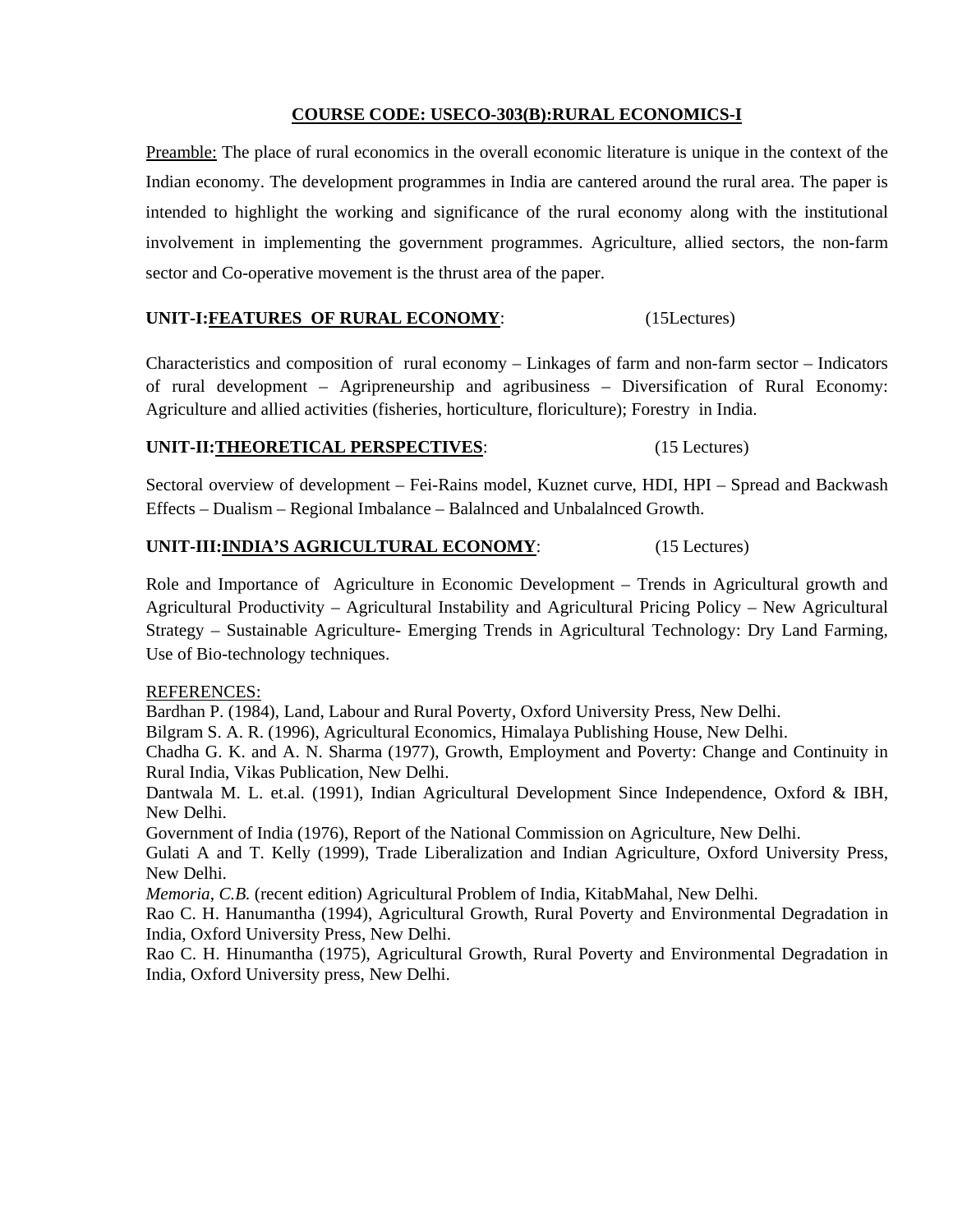## COURSE CODE: USECO-303(B):RURAL ECONOMICS-I

Preamble: The place of rural economics in the overall economic literature is unique in the context of the Indian economy. The development programmes in India are cantered around the rural area. The paper is intended to highlight the working and significance of the rural economy along with the institutional involvement in implementing the government programmes. Agriculture, allied sectors, the non-farm sector and Co-operative movement is the thrust area of the paper.

### UNIT-I:FEATURES OF RURAL ECONOMY: (15Lectures)

Characteristics and composition of rural economy – Linkages of farm and non-farm sector – Indicators of rural development – Agripreneurship and agribusiness – Diversification of Rural Economy: Agriculture and allied activities (fisheries, horticulture, floriculture); Forestry in India.

### UNIT-II:THEORETICAL PERSPECTIVES: (15 Lectures)

Sectoral overview of development – Fei-Rains model, Kuznet curve, HDI, HPI – Spread and Backwash Effects – Dualism – Regional Imbalance – Balalnced and Unbalalnced Growth.

### UNIT-III:INDIA'S AGRICULTURAL ECONOMY: (15 Lectures)

Role and Importance of Agriculture in Economic Development – Trends in Agricultural growth and Agricultural Productivity – Agricultural Instability and Agricultural Pricing Policy – New Agricultural Strategy – Sustainable Agriculture- Emerging Trends in Agricultural Technology: Dry Land Farming, Use of Bio-technology techniques.

REFERENCES:

Bardhan P. (1984), Land, Labour and Rural Poverty, Oxford University Press, New Delhi.

Bilgram S. A. R. (1996), Agricultural Economics, Himalaya Publishing House, New Delhi.

Chadha G. K. and A. N. Sharma (1977), Growth, Employment and Poverty: Change and Continuity in Rural India, Vikas Publication, New Delhi.

Dantwala M. L. et.al. (1991), Indian Agricultural Development Since Independence, Oxford & IBH, New Delhi.

Government of India (1976), Report of the National Commission on Agriculture, New Delhi.

Gulati A and T. Kelly (1999), Trade Liberalization and Indian Agriculture, Oxford University Press, New Delhi.

*Memoria, C.B.* (recent edition) Agricultural Problem of India, KitabMahal, New Delhi.

Rao C. H. Hanumantha (1994), Agricultural Growth, Rural Poverty and Environmental Degradation in India, Oxford University Press, New Delhi.

Rao C. H. Hinumantha (1975), Agricultural Growth, Rural Poverty and Environmental Degradation in India, Oxford University press, New Delhi.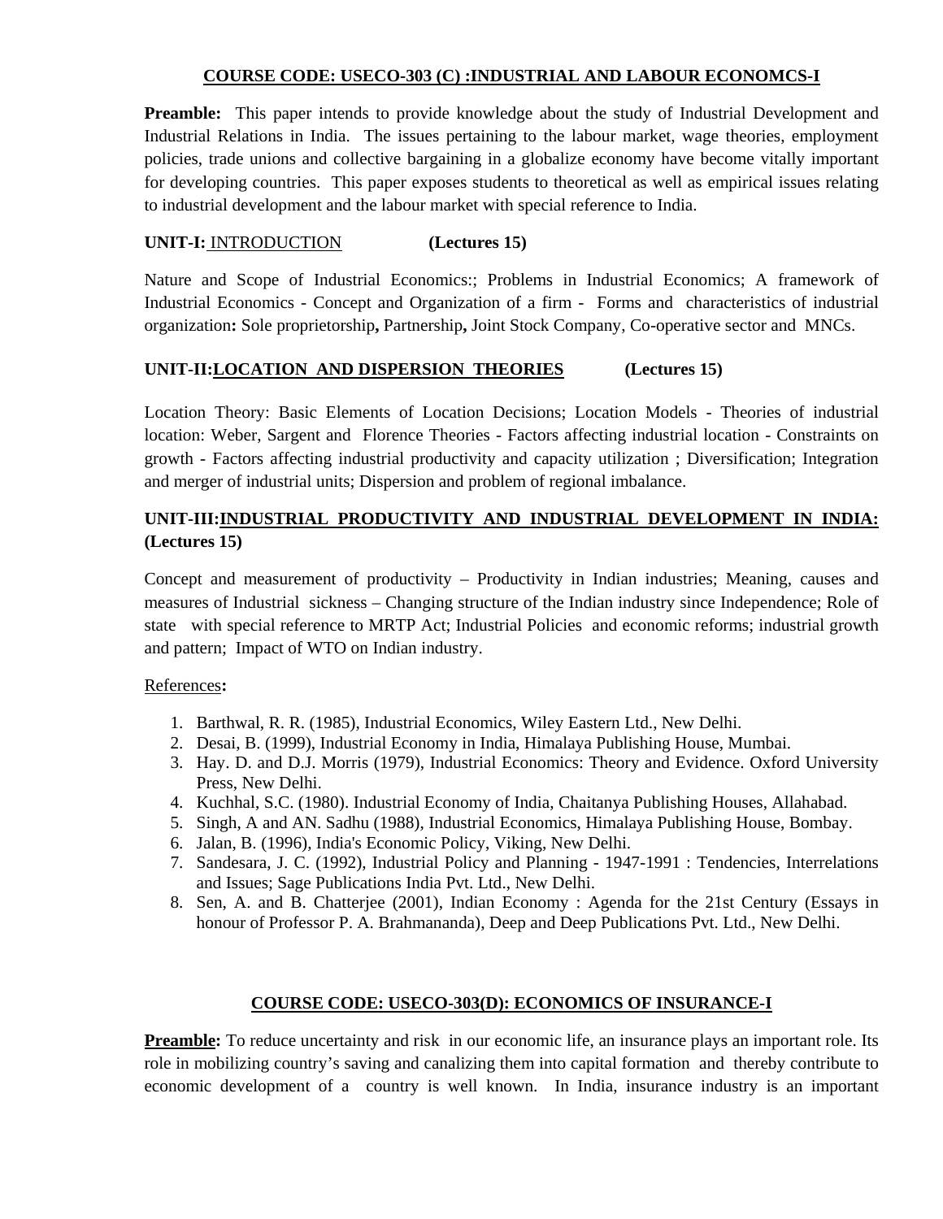## COURSE CODE: USECO-303 (C) :INDUSTRIAL AND LABOUR ECONOMCS-I

**Preamble:** This paper intends to provide knowledge about the study of Industrial Development and Industrial Relations in India. The issues pertaining to the labour market, wage theories, employment policies, trade unions and collective bargaining in a globalize economy have become vitally important for developing countries. This paper exposes students to theoretical as well as empirical issues relating to industrial development and the labour market with special reference to India.

### UNIT-I: INTRODUCTION (Lectures 15)

Nature and Scope of Industrial Economics:; Problems in Industrial Economics; A framework of Industrial Economics - Concept and Organization of a firm - Forms and characteristics of industrial organization**:** Sole proprietorship**,** Partnership**,** Joint Stock Company, Co-operative sector and MNCs.

### UNIT-II:LOCATION AND DISPERSION THEORIES (Lectures 15)

Location Theory: Basic Elements of Location Decisions; Location Models - Theories of industrial location: Weber, Sargent and Florence Theories - Factors affecting industrial location - Constraints on growth - Factors affecting industrial productivity and capacity utilization ; Diversification; Integration and merger of industrial units; Dispersion and problem of regional imbalance.

### UNIT-III:INDUSTRIAL PRODUCTIVITY AND INDUSTRIAL DEVELOPMENT IN INDIA: (Lectures 15)

Concept and measurement of productivity – Productivity in Indian industries; Meaning, causes and measures of Industrial sickness – Changing structure of the Indian industry since Independence; Role of state with special reference to MRTP Act; Industrial Policies and economic reforms; industrial growth and pattern; Impact of WTO on Indian industry.

References**:**

1. Barthwal, R. R. (1985), Industrial Economics, Wiley Eastern Ltd., New Delhi.
2. Desai, B. (1999), Industrial Economy in India, Himalaya Publishing House, Mumbai.
3. Hay. D. and D.J. Morris (1979), Industrial Economics: Theory and Evidence. Oxford University Press, New Delhi.
4. Kuchhal, S.C. (1980). Industrial Economy of India, Chaitanya Publishing Houses, Allahabad.
5. Singh, A and AN. Sadhu (1988), Industrial Economics, Himalaya Publishing House, Bombay.
6. Jalan, B. (1996), India's Economic Policy, Viking, New Delhi.
7. Sandesara, J. C. (1992), Industrial Policy and Planning - 1947-1991 : Tendencies, Interrelations and Issues; Sage Publications India Pvt. Ltd., New Delhi.
8. Sen, A. and B. Chatterjee (2001), Indian Economy : Agenda for the 21st Century (Essays in honour of Professor P. A. Brahmananda), Deep and Deep Publications Pvt. Ltd., New Delhi.

## COURSE CODE: USECO-303(D): ECONOMICS OF INSURANCE-I

**Preamble:** To reduce uncertainty and risk in our economic life, an insurance plays an important role. Its role in mobilizing country's saving and canalizing them into capital formation and thereby contribute to economic development of a country is well known. In India, insurance industry is an important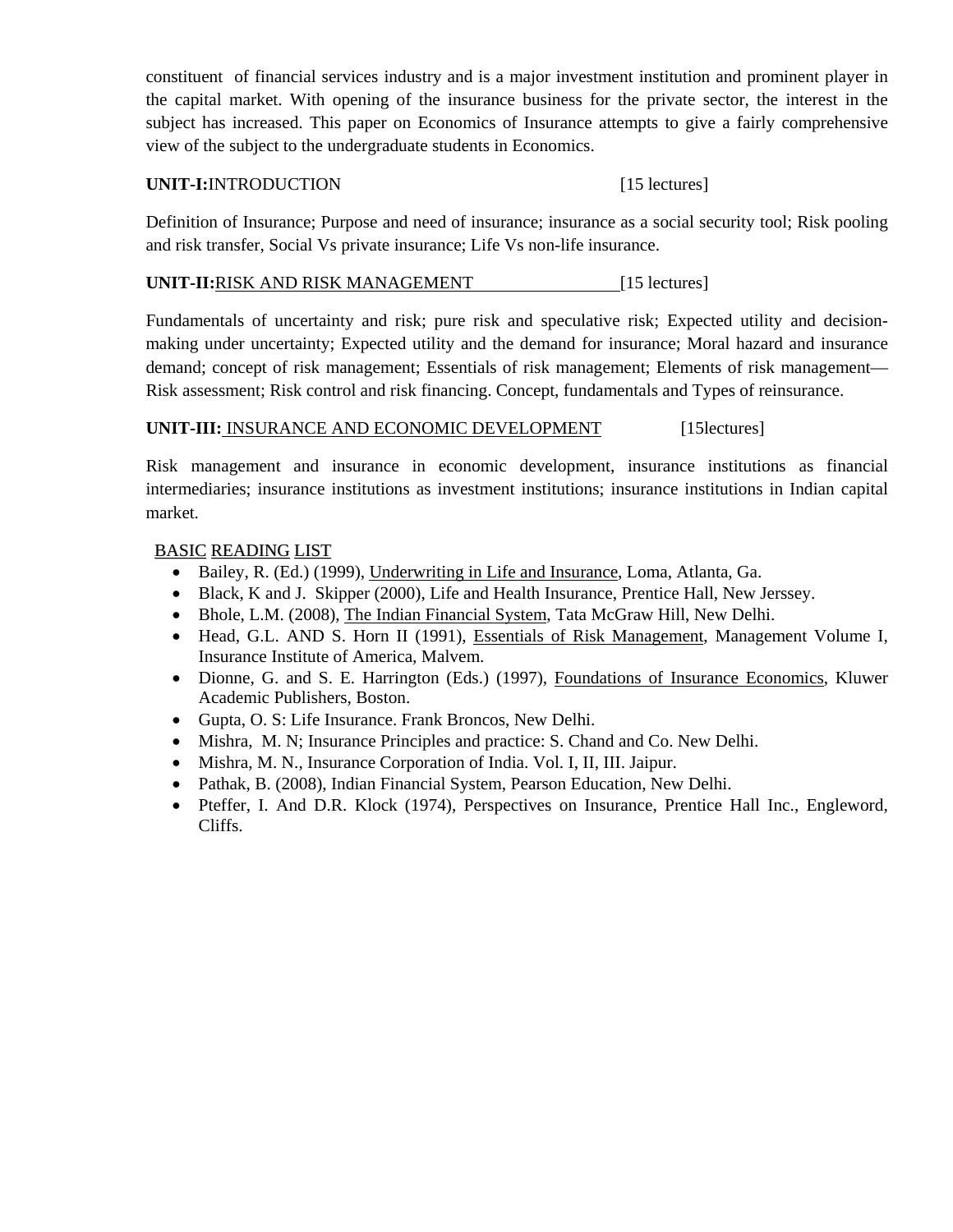constituent of financial services industry and is a major investment institution and prominent player in the capital market. With opening of the insurance business for the private sector, the interest in the subject has increased. This paper on Economics of Insurance attempts to give a fairly comprehensive view of the subject to the undergraduate students in Economics.

**UNIT-I:**INTRODUCTION [15 lectures]

Definition of Insurance; Purpose and need of insurance; insurance as a social security tool; Risk pooling and risk transfer, Social Vs private insurance; Life Vs non-life insurance.

**UNIT-II:**RISK AND RISK MANAGEMENT [15 lectures]

Fundamentals of uncertainty and risk; pure risk and speculative risk; Expected utility and decision-making under uncertainty; Expected utility and the demand for insurance; Moral hazard and insurance demand; concept of risk management; Essentials of risk management; Elements of risk management—Risk assessment; Risk control and risk financing. Concept, fundamentals and Types of reinsurance.

**UNIT-III:** INSURANCE AND ECONOMIC DEVELOPMENT [15lectures]

Risk management and insurance in economic development, insurance institutions as financial intermediaries; insurance institutions as investment institutions; insurance institutions in Indian capital market.

BASIC READING LIST

- Bailey, R. (Ed.) (1999), Underwriting in Life and Insurance, Loma, Atlanta, Ga.
- Black, K and J. Skipper (2000), Life and Health Insurance, Prentice Hall, New Jerssey.
- Bhole, L.M. (2008), The Indian Financial System, Tata McGraw Hill, New Delhi.
- Head, G.L. AND S. Horn II (1991), Essentials of Risk Management, Management Volume I, Insurance Institute of America, Malvem.
- Dionne, G. and S. E. Harrington (Eds.) (1997), Foundations of Insurance Economics, Kluwer Academic Publishers, Boston.
- Gupta, O. S: Life Insurance. Frank Broncos, New Delhi.
- Mishra, M. N; Insurance Principles and practice: S. Chand and Co. New Delhi.
- Mishra, M. N., Insurance Corporation of India. Vol. I, II, III. Jaipur.
- Pathak, B. (2008), Indian Financial System, Pearson Education, New Delhi.
- Pteffer, I. And D.R. Klock (1974), Perspectives on Insurance, Prentice Hall Inc., Engleword, Cliffs.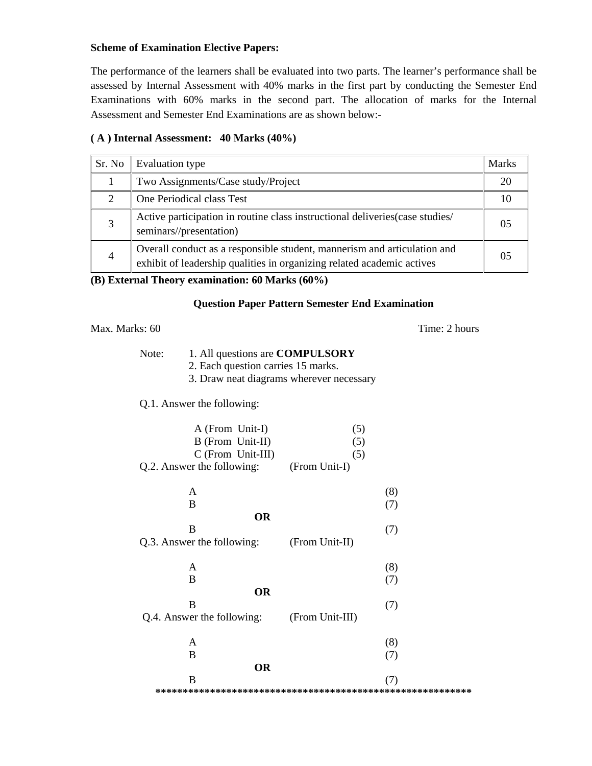**Scheme of Examination Elective Papers:**

The performance of the learners shall be evaluated into two parts. The learner's performance shall be assessed by Internal Assessment with 40% marks in the first part by conducting the Semester End Examinations with 60% marks in the second part. The allocation of marks for the Internal Assessment and Semester End Examinations are as shown below:-

**( A ) Internal Assessment: 40 Marks (40%)**

| Sr. No | Evaluation type | Marks |
|---|---|---|
| 1 | Two Assignments/Case study/Project | 20 |
| 2 | One Periodical class Test | 10 |
| 3 | Active participation in routine class instructional deliveries(case studies/ seminars//presentation) | 05 |
| 4 | Overall conduct as a responsible student, mannerism and articulation and exhibit of leadership qualities in organizing related academic actives | 05 |

**(B) External Theory examination: 60 Marks (60%)**

**Question Paper Pattern Semester End Examination**

Max. Marks: 60 Time: 2 hours

Note:
1. All questions are **COMPULSORY**
2. Each question carries 15 marks.
3. Draw neat diagrams wherever necessary

Q.1. Answer the following:

A (From Unit-I) (5)
B (From Unit-II) (5)
C (From Unit-III) (5)

Q.2. Answer the following: (From Unit-I)

A (8)
B (7)
**OR**
B (7)

Q.3. Answer the following: (From Unit-II)

A (8)
B (7)
**OR**
B (7)

Q.4. Answer the following: (From Unit-III)

A (8)
B (7)
**OR**
B (7)

*********************************************************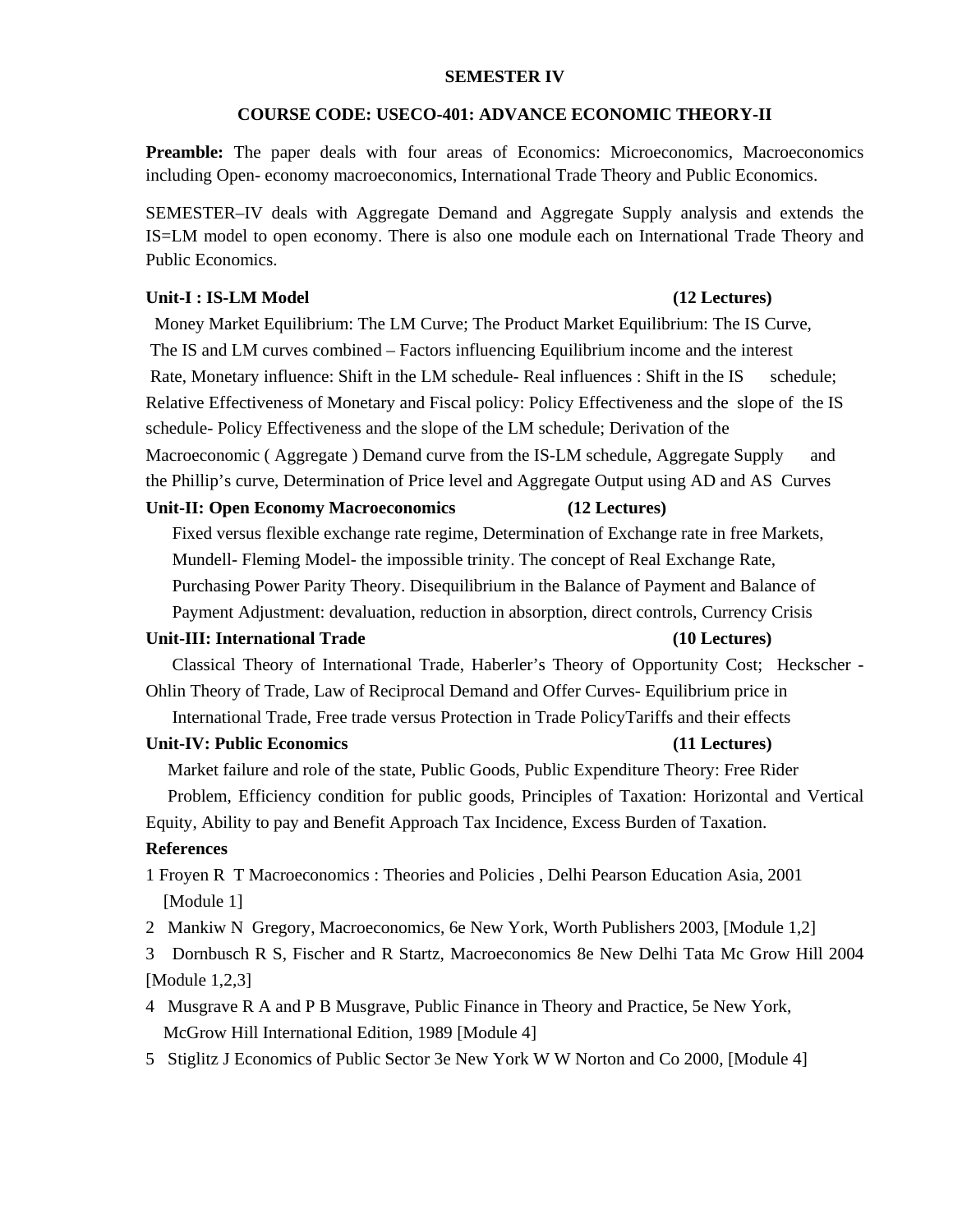**SEMESTER IV**

**COURSE CODE: USECO-401: ADVANCE ECONOMIC THEORY-II**

**Preamble:** The paper deals with four areas of Economics: Microeconomics, Macroeconomics including Open- economy macroeconomics, International Trade Theory and Public Economics.

SEMESTER–IV deals with Aggregate Demand and Aggregate Supply analysis and extends the IS=LM model to open economy. There is also one module each on International Trade Theory and Public Economics.

**Unit-I : IS-LM Model** **(12 Lectures)**

Money Market Equilibrium: The LM Curve; The Product Market Equilibrium: The IS Curve, The IS and LM curves combined – Factors influencing Equilibrium income and the interest Rate, Monetary influence: Shift in the LM schedule- Real influences : Shift in the IS schedule; Relative Effectiveness of Monetary and Fiscal policy: Policy Effectiveness and the slope of the IS schedule- Policy Effectiveness and the slope of the LM schedule; Derivation of the Macroeconomic ( Aggregate ) Demand curve from the IS-LM schedule, Aggregate Supply and the Phillip's curve, Determination of Price level and Aggregate Output using AD and AS Curves

**Unit-II: Open Economy Macroeconomics** **(12 Lectures)**

Fixed versus flexible exchange rate regime, Determination of Exchange rate in free Markets, Mundell- Fleming Model- the impossible trinity. The concept of Real Exchange Rate, Purchasing Power Parity Theory. Disequilibrium in the Balance of Payment and Balance of Payment Adjustment: devaluation, reduction in absorption, direct controls, Currency Crisis

**Unit-III: International Trade** **(10 Lectures)**

Classical Theory of International Trade, Haberler's Theory of Opportunity Cost; Heckscher - Ohlin Theory of Trade, Law of Reciprocal Demand and Offer Curves- Equilibrium price in International Trade, Free trade versus Protection in Trade PolicyTariffs and their effects

**Unit-IV: Public Economics** **(11 Lectures)**

Market failure and role of the state, Public Goods, Public Expenditure Theory: Free Rider Problem, Efficiency condition for public goods, Principles of Taxation: Horizontal and Vertical Equity, Ability to pay and Benefit Approach Tax Incidence, Excess Burden of Taxation.

**References**

1 Froyen R T Macroeconomics : Theories and Policies , Delhi Pearson Education Asia, 2001 [Module 1]

2 Mankiw N Gregory, Macroeconomics, 6e New York, Worth Publishers 2003, [Module 1,2]

3 Dornbusch R S, Fischer and R Startz, Macroeconomics 8e New Delhi Tata Mc Grow Hill 2004 [Module 1,2,3]

4 Musgrave R A and P B Musgrave, Public Finance in Theory and Practice, 5e New York, McGrow Hill International Edition, 1989 [Module 4]

5 Stiglitz J Economics of Public Sector 3e New York W W Norton and Co 2000, [Module 4]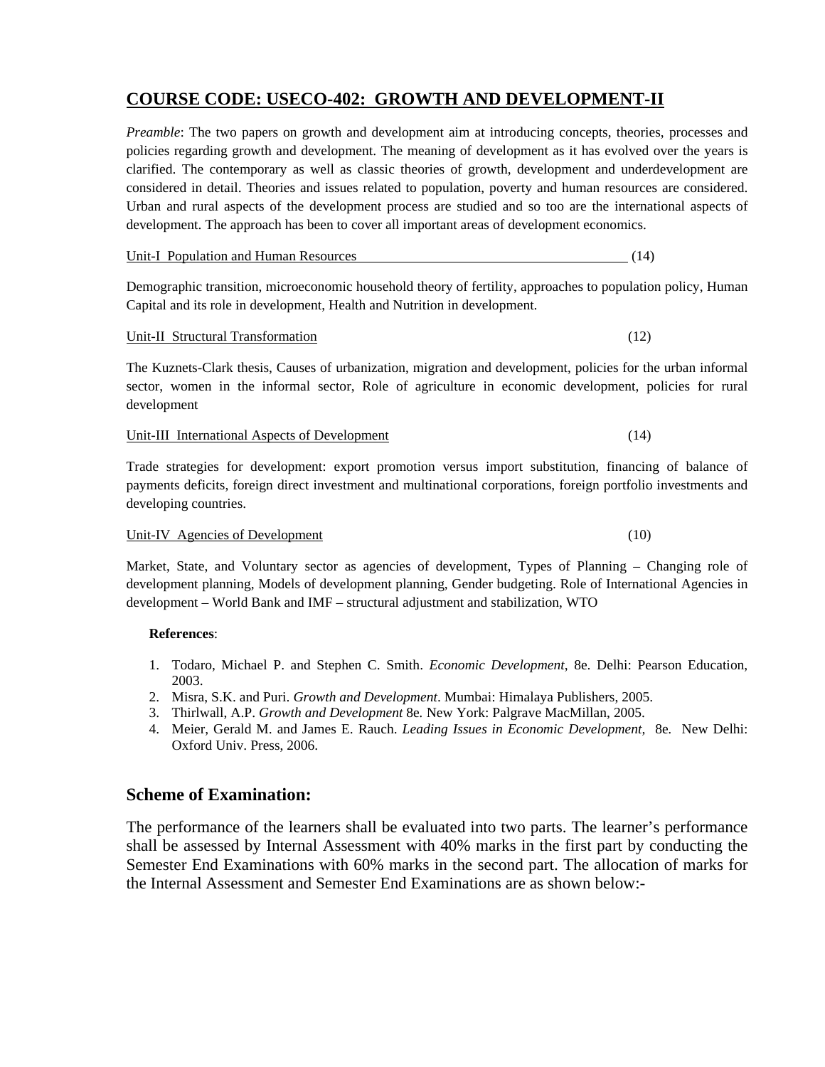## COURSE CODE: USECO-402: GROWTH AND DEVELOPMENT-II

*Preamble*: The two papers on growth and development aim at introducing concepts, theories, processes and policies regarding growth and development. The meaning of development as it has evolved over the years is clarified. The contemporary as well as classic theories of growth, development and underdevelopment are considered in detail. Theories and issues related to population, poverty and human resources are considered. Urban and rural aspects of the development process are studied and so too are the international aspects of development. The approach has been to cover all important areas of development economics.

Unit-I Population and Human Resources (14)

Demographic transition, microeconomic household theory of fertility, approaches to population policy, Human Capital and its role in development, Health and Nutrition in development.

Unit-II Structural Transformation (12)

The Kuznets-Clark thesis, Causes of urbanization, migration and development, policies for the urban informal sector, women in the informal sector, Role of agriculture in economic development, policies for rural development

Unit-III International Aspects of Development (14)

Trade strategies for development: export promotion versus import substitution, financing of balance of payments deficits, foreign direct investment and multinational corporations, foreign portfolio investments and developing countries.

Unit-IV Agencies of Development (10)

Market, State, and Voluntary sector as agencies of development, Types of Planning – Changing role of development planning, Models of development planning, Gender budgeting. Role of International Agencies in development – World Bank and IMF – structural adjustment and stabilization, WTO

**References**:

1. Todaro, Michael P. and Stephen C. Smith. *Economic Development*, 8e. Delhi: Pearson Education, 2003.
2. Misra, S.K. and Puri. *Growth and Development*. Mumbai: Himalaya Publishers, 2005.
3. Thirlwall, A.P. *Growth and Development* 8e. New York: Palgrave MacMillan, 2005.
4. Meier, Gerald M. and James E. Rauch. *Leading Issues in Economic Development,* 8e. New Delhi: Oxford Univ. Press, 2006.

## Scheme of Examination:

The performance of the learners shall be evaluated into two parts. The learner's performance shall be assessed by Internal Assessment with 40% marks in the first part by conducting the Semester End Examinations with 60% marks in the second part. The allocation of marks for the Internal Assessment and Semester End Examinations are as shown below:-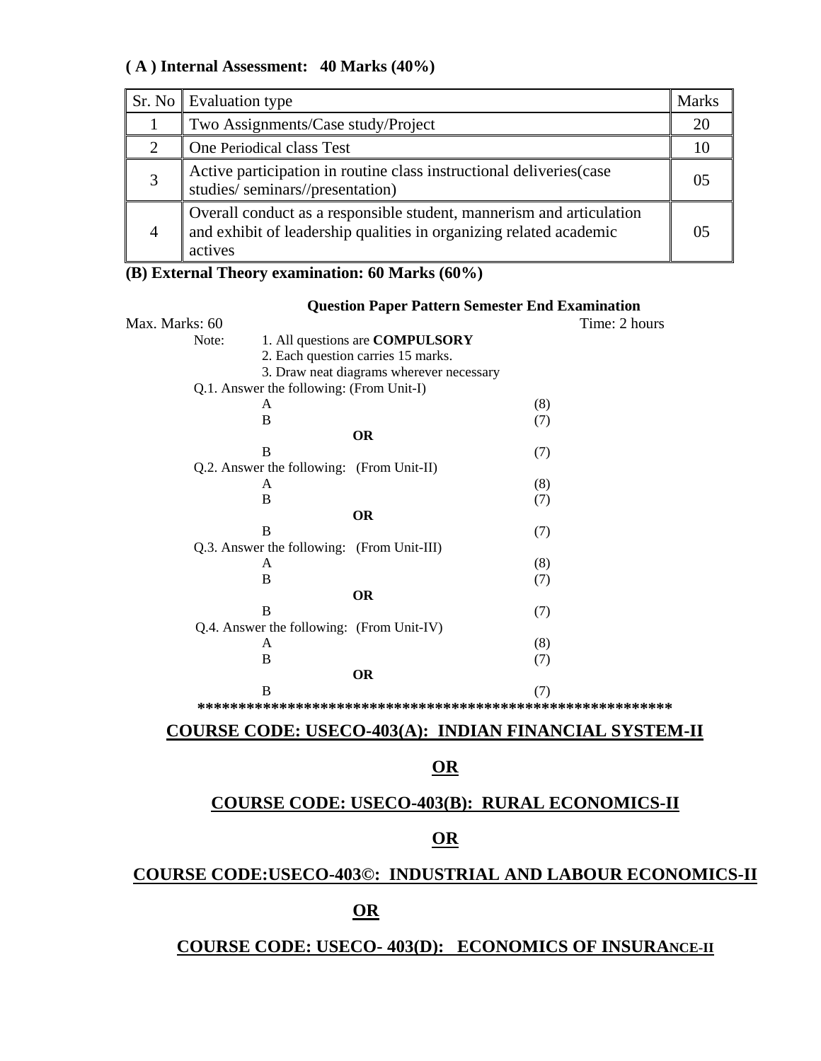**( A ) Internal Assessment: 40 Marks (40%)**

| Sr. No | Evaluation type | Marks |
|---|---|---|
| 1 | Two Assignments/Case study/Project | 20 |
| 2 | One Periodical class Test | 10 |
| 3 | Active participation in routine class instructional deliveries(case studies/ seminars//presentation) | 05 |
| 4 | Overall conduct as a responsible student, mannerism and articulation and exhibit of leadership qualities in organizing related academic actives | 05 |

**(B) External Theory examination: 60 Marks (60%)**

**Question Paper Pattern Semester End Examination**

Max. Marks: 60 Time: 2 hours

Note:
1. All questions are **COMPULSORY**
2. Each question carries 15 marks.
3. Draw neat diagrams wherever necessary

Q.1. Answer the following: (From Unit-I)

A (8)

B (7)

**OR**

B (7)

Q.2. Answer the following: (From Unit-II)

A (8)

B (7)

**OR**

B (7)

Q.3. Answer the following: (From Unit-III)

A (8)

B (7)

**OR**

B (7)

Q.4. Answer the following: (From Unit-IV)

A (8)

B (7)

**OR**

B (7)

**************************************************************

**COURSE CODE: USECO-403(A): INDIAN FINANCIAL SYSTEM-II**

**OR**

**COURSE CODE: USECO-403(B): RURAL ECONOMICS-II**

**OR**

**COURSE CODE:USECO-403©: INDUSTRIAL AND LABOUR ECONOMICS-II**

**OR**

**COURSE CODE: USECO- 403(D): ECONOMICS OF INSURANCE-II**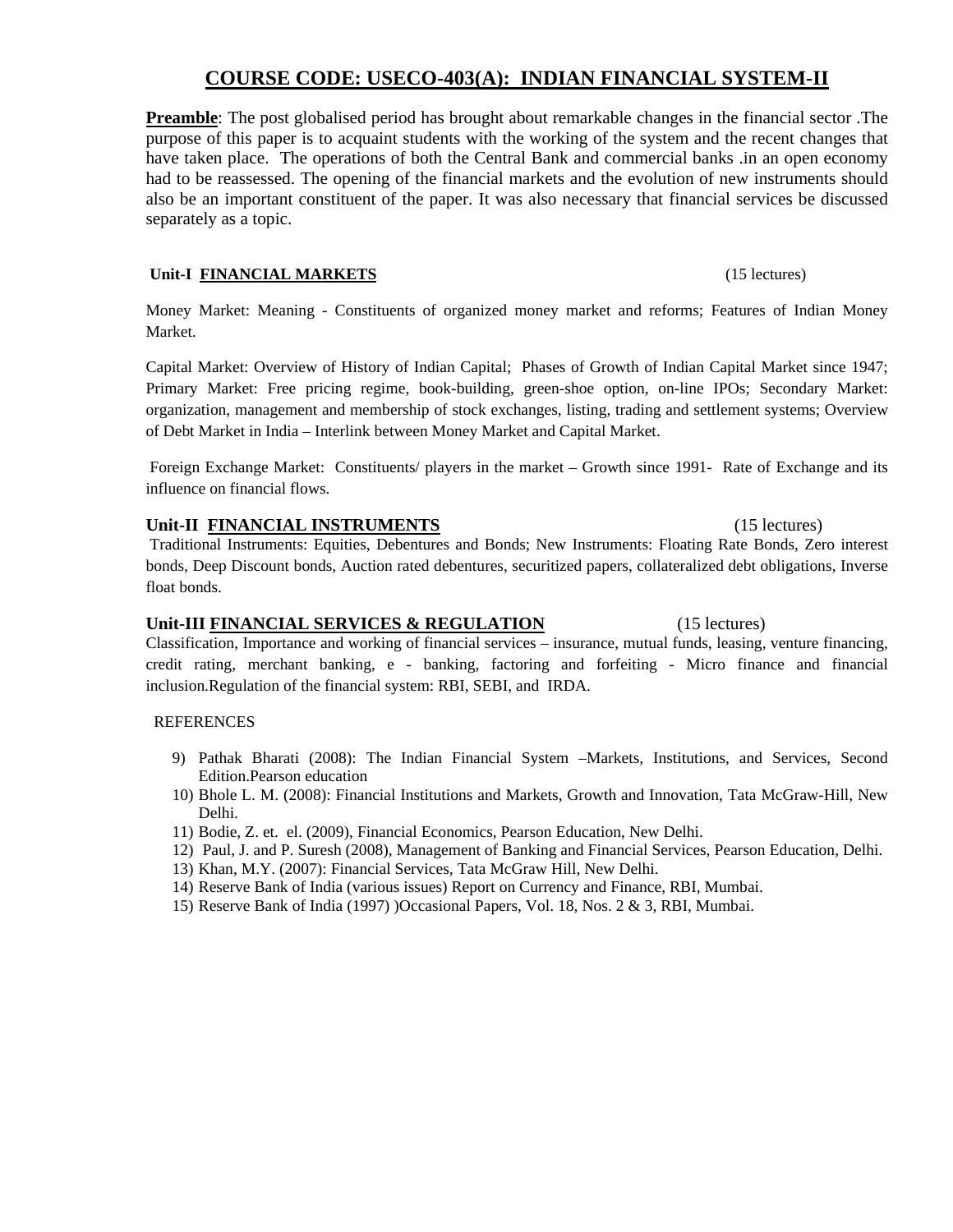# COURSE CODE: USECO-403(A): INDIAN FINANCIAL SYSTEM-II

**Preamble**: The post globalised period has brought about remarkable changes in the financial sector .The purpose of this paper is to acquaint students with the working of the system and the recent changes that have taken place. The operations of both the Central Bank and commercial banks .in an open economy had to be reassessed. The opening of the financial markets and the evolution of new instruments should also be an important constituent of the paper. It was also necessary that financial services be discussed separately as a topic.

### Unit-I FINANCIAL MARKETS (15 lectures)

Money Market: Meaning - Constituents of organized money market and reforms; Features of Indian Money Market.

Capital Market: Overview of History of Indian Capital; Phases of Growth of Indian Capital Market since 1947; Primary Market: Free pricing regime, book-building, green-shoe option, on-line IPOs; Secondary Market: organization, management and membership of stock exchanges, listing, trading and settlement systems; Overview of Debt Market in India – Interlink between Money Market and Capital Market.

Foreign Exchange Market: Constituents/ players in the market – Growth since 1991- Rate of Exchange and its influence on financial flows.

### Unit-II FINANCIAL INSTRUMENTS (15 lectures)

Traditional Instruments: Equities, Debentures and Bonds; New Instruments: Floating Rate Bonds, Zero interest bonds, Deep Discount bonds, Auction rated debentures, securitized papers, collateralized debt obligations, Inverse float bonds.

### Unit-III FINANCIAL SERVICES & REGULATION (15 lectures)

Classification, Importance and working of financial services – insurance, mutual funds, leasing, venture financing, credit rating, merchant banking, e - banking, factoring and forfeiting - Micro finance and financial inclusion.Regulation of the financial system: RBI, SEBI, and IRDA.

REFERENCES

9) Pathak Bharati (2008): The Indian Financial System –Markets, Institutions, and Services, Second Edition.Pearson education
10) Bhole L. M. (2008): Financial Institutions and Markets, Growth and Innovation, Tata McGraw-Hill, New Delhi.
11) Bodie, Z. et. el. (2009), Financial Economics, Pearson Education, New Delhi.
12) Paul, J. and P. Suresh (2008), Management of Banking and Financial Services, Pearson Education, Delhi.
13) Khan, M.Y. (2007): Financial Services, Tata McGraw Hill, New Delhi.
14) Reserve Bank of India (various issues) Report on Currency and Finance, RBI, Mumbai.
15) Reserve Bank of India (1997) )Occasional Papers, Vol. 18, Nos. 2 & 3, RBI, Mumbai.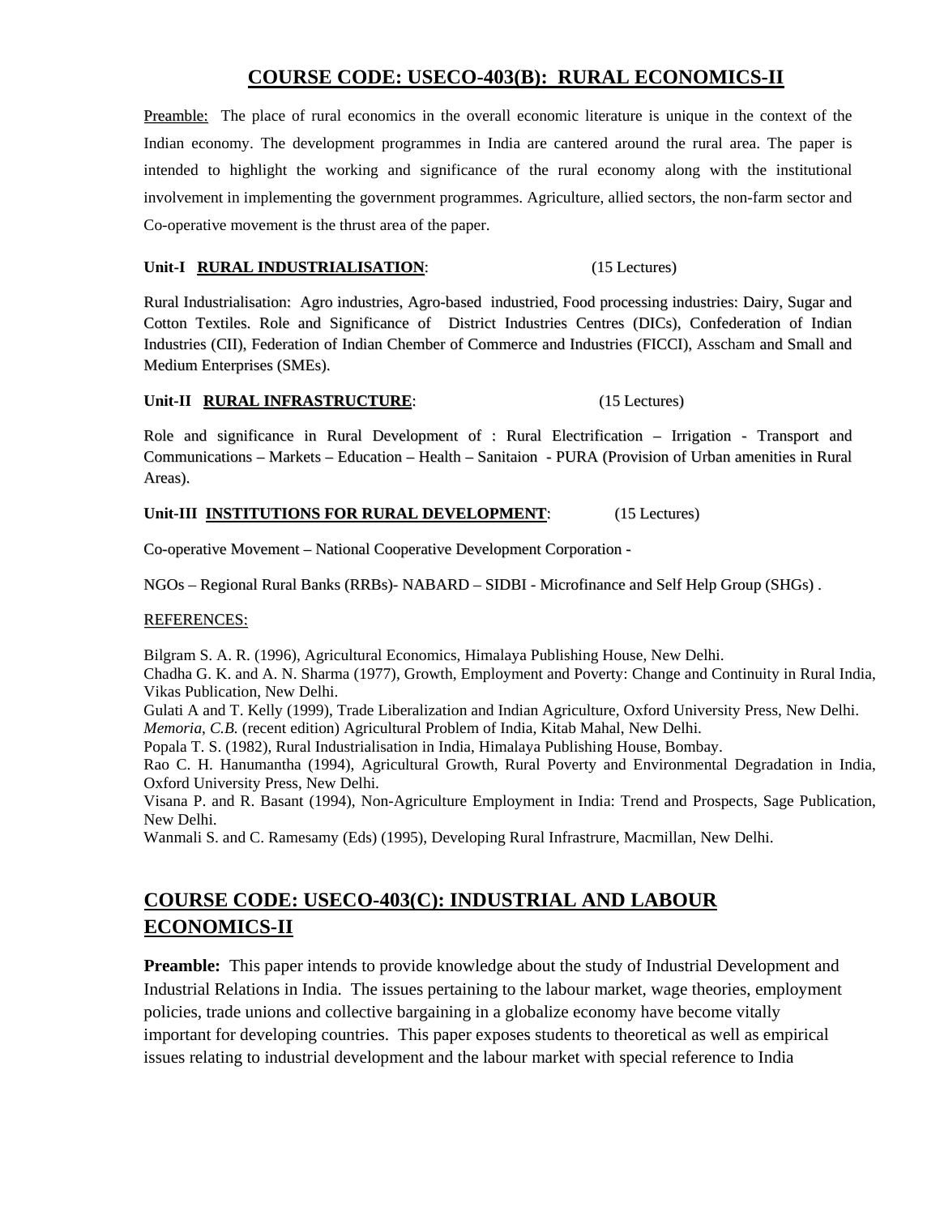## COURSE CODE: USECO-403(B): RURAL ECONOMICS-II

Preamble: The place of rural economics in the overall economic literature is unique in the context of the Indian economy. The development programmes in India are cantered around the rural area. The paper is intended to highlight the working and significance of the rural economy along with the institutional involvement in implementing the government programmes. Agriculture, allied sectors, the non-farm sector and Co-operative movement is the thrust area of the paper.

**Unit-I RURAL INDUSTRIALISATION**: (15 Lectures)

Rural Industrialisation: Agro industries, Agro-based industried, Food processing industries: Dairy, Sugar and Cotton Textiles. Role and Significance of District Industries Centres (DICs), Confederation of Indian Industries (CII), Federation of Indian Chember of Commerce and Industries (FICCI), Asscham and Small and Medium Enterprises (SMEs).

**Unit-II RURAL INFRASTRUCTURE**: (15 Lectures)

Role and significance in Rural Development of : Rural Electrification – Irrigation - Transport and Communications – Markets – Education – Health – Sanitaion - PURA (Provision of Urban amenities in Rural Areas).

**Unit-III INSTITUTIONS FOR RURAL DEVELOPMENT**: (15 Lectures)

Co-operative Movement – National Cooperative Development Corporation -

NGOs – Regional Rural Banks (RRBs)- NABARD – SIDBI - Microfinance and Self Help Group (SHGs) .

REFERENCES:

Bilgram S. A. R. (1996), Agricultural Economics, Himalaya Publishing House, New Delhi.
Chadha G. K. and A. N. Sharma (1977), Growth, Employment and Poverty: Change and Continuity in Rural India, Vikas Publication, New Delhi.
Gulati A and T. Kelly (1999), Trade Liberalization and Indian Agriculture, Oxford University Press, New Delhi.
*Memoria, C.B.* (recent edition) Agricultural Problem of India, Kitab Mahal, New Delhi.
Popala T. S. (1982), Rural Industrialisation in India, Himalaya Publishing House, Bombay.
Rao C. H. Hanumantha (1994), Agricultural Growth, Rural Poverty and Environmental Degradation in India, Oxford University Press, New Delhi.
Visana P. and R. Basant (1994), Non-Agriculture Employment in India: Trend and Prospects, Sage Publication, New Delhi.
Wanmali S. and C. Ramesamy (Eds) (1995), Developing Rural Infrastrure, Macmillan, New Delhi.

## COURSE CODE: USECO-403(C): INDUSTRIAL AND LABOUR ECONOMICS-II

**Preamble:** This paper intends to provide knowledge about the study of Industrial Development and Industrial Relations in India. The issues pertaining to the labour market, wage theories, employment policies, trade unions and collective bargaining in a globalize economy have become vitally important for developing countries. This paper exposes students to theoretical as well as empirical issues relating to industrial development and the labour market with special reference to India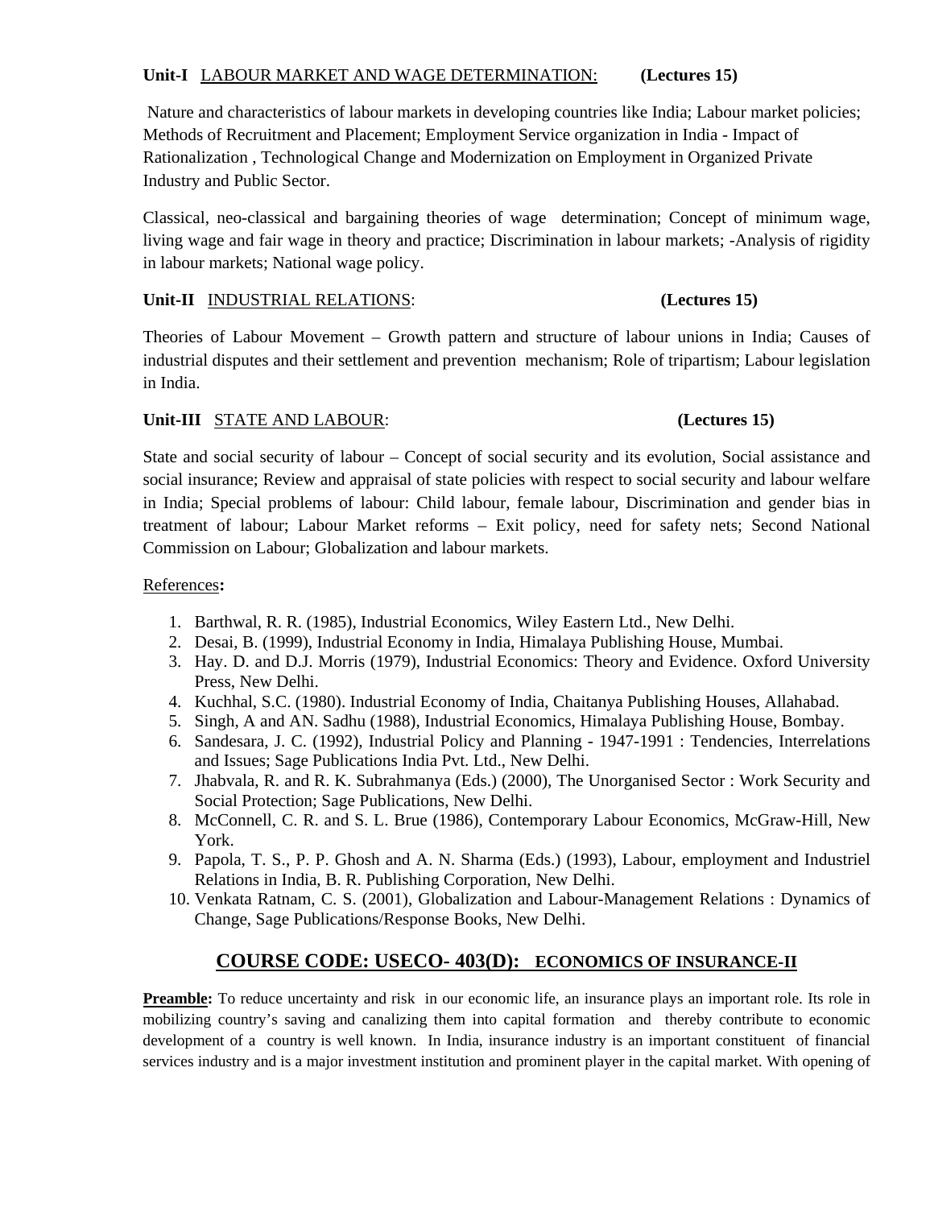**Unit-I** <u>LABOUR MARKET AND WAGE DETERMINATION:</u> **(Lectures 15)**

Nature and characteristics of labour markets in developing countries like India; Labour market policies; Methods of Recruitment and Placement; Employment Service organization in India - Impact of Rationalization , Technological Change and Modernization on Employment in Organized Private Industry and Public Sector.

Classical, neo-classical and bargaining theories of wage determination; Concept of minimum wage, living wage and fair wage in theory and practice; Discrimination in labour markets; -Analysis of rigidity in labour markets; National wage policy.

**Unit-II** <u>INDUSTRIAL RELATIONS</u>: **(Lectures 15)**

Theories of Labour Movement – Growth pattern and structure of labour unions in India; Causes of industrial disputes and their settlement and prevention mechanism; Role of tripartism; Labour legislation in India.

**Unit-III** <u>STATE AND LABOUR</u>: **(Lectures 15)**

State and social security of labour – Concept of social security and its evolution, Social assistance and social insurance; Review and appraisal of state policies with respect to social security and labour welfare in India; Special problems of labour: Child labour, female labour, Discrimination and gender bias in treatment of labour; Labour Market reforms – Exit policy, need for safety nets; Second National Commission on Labour; Globalization and labour markets.

<u>References</u>**:**

1. Barthwal, R. R. (1985), Industrial Economics, Wiley Eastern Ltd., New Delhi.
2. Desai, B. (1999), Industrial Economy in India, Himalaya Publishing House, Mumbai.
3. Hay. D. and D.J. Morris (1979), Industrial Economics: Theory and Evidence. Oxford University Press, New Delhi.
4. Kuchhal, S.C. (1980). Industrial Economy of India, Chaitanya Publishing Houses, Allahabad.
5. Singh, A and AN. Sadhu (1988), Industrial Economics, Himalaya Publishing House, Bombay.
6. Sandesara, J. C. (1992), Industrial Policy and Planning - 1947-1991 : Tendencies, Interrelations and Issues; Sage Publications India Pvt. Ltd., New Delhi.
7. Jhabvala, R. and R. K. Subrahmanya (Eds.) (2000), The Unorganised Sector : Work Security and Social Protection; Sage Publications, New Delhi.
8. McConnell, C. R. and S. L. Brue (1986), Contemporary Labour Economics, McGraw-Hill, New York.
9. Papola, T. S., P. P. Ghosh and A. N. Sharma (Eds.) (1993), Labour, employment and Industriel Relations in India, B. R. Publishing Corporation, New Delhi.
10. Venkata Ratnam, C. S. (2001), Globalization and Labour-Management Relations : Dynamics of Change, Sage Publications/Response Books, New Delhi.

## COURSE CODE: USECO- 403(D): ECONOMICS OF INSURANCE-II

**Preamble:** To reduce uncertainty and risk in our economic life, an insurance plays an important role. Its role in mobilizing country's saving and canalizing them into capital formation and thereby contribute to economic development of a country is well known. In India, insurance industry is an important constituent of financial services industry and is a major investment institution and prominent player in the capital market. With opening of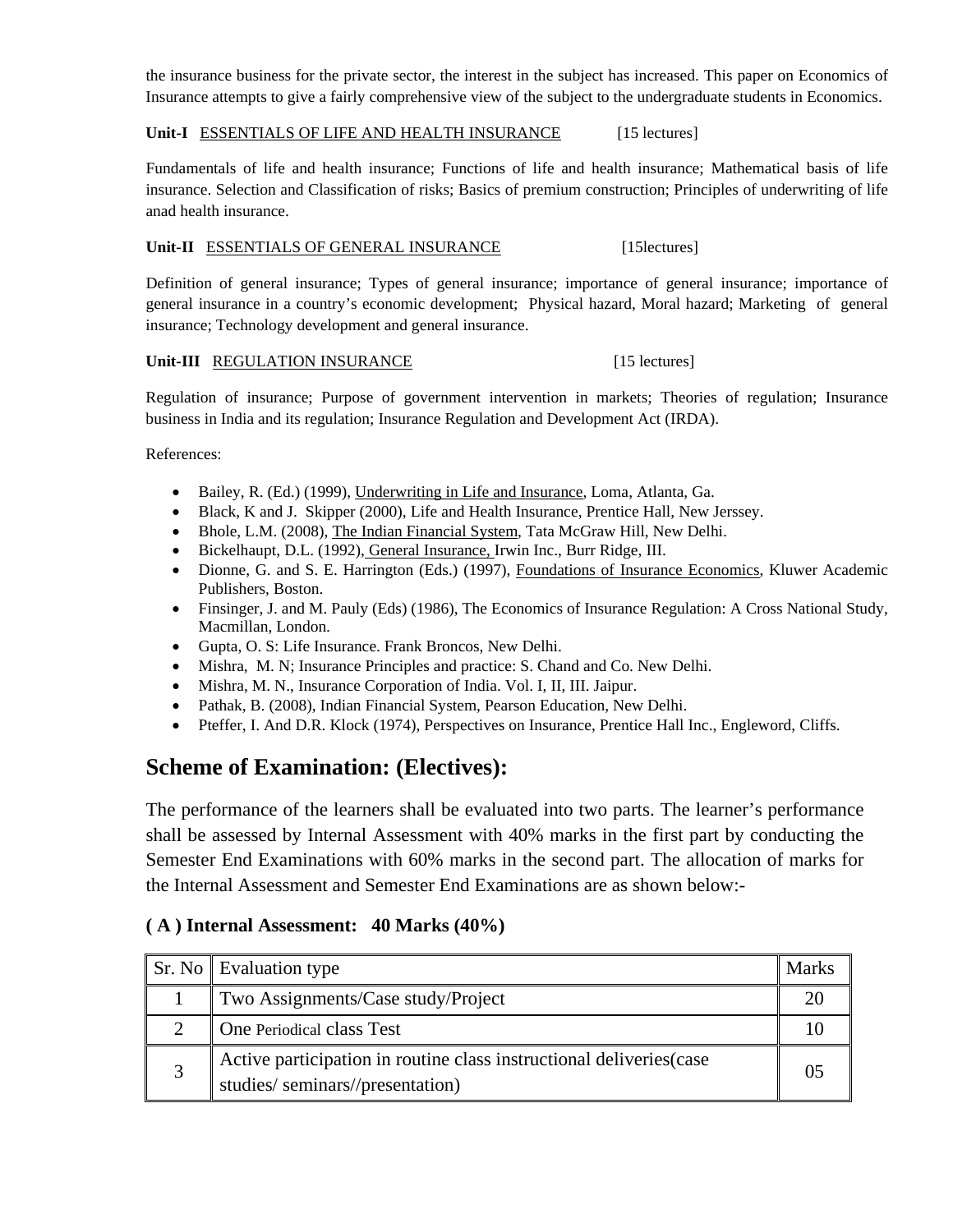the insurance business for the private sector, the interest in the subject has increased. This paper on Economics of Insurance attempts to give a fairly comprehensive view of the subject to the undergraduate students in Economics.

**Unit-I** ESSENTIALS OF LIFE AND HEALTH INSURANCE [15 lectures]

Fundamentals of life and health insurance; Functions of life and health insurance; Mathematical basis of life insurance. Selection and Classification of risks; Basics of premium construction; Principles of underwriting of life anad health insurance.

**Unit-II** ESSENTIALS OF GENERAL INSURANCE [15lectures]

Definition of general insurance; Types of general insurance; importance of general insurance; importance of general insurance in a country's economic development; Physical hazard, Moral hazard; Marketing of general insurance; Technology development and general insurance.

**Unit-III** REGULATION INSURANCE [15 lectures]

Regulation of insurance; Purpose of government intervention in markets; Theories of regulation; Insurance business in India and its regulation; Insurance Regulation and Development Act (IRDA).

References:

- Bailey, R. (Ed.) (1999), Underwriting in Life and Insurance, Loma, Atlanta, Ga.
- Black, K and J. Skipper (2000), Life and Health Insurance, Prentice Hall, New Jerssey.
- Bhole, L.M. (2008), The Indian Financial System, Tata McGraw Hill, New Delhi.
- Bickelhaupt, D.L. (1992), General Insurance, Irwin Inc., Burr Ridge, III.
- Dionne, G. and S. E. Harrington (Eds.) (1997), Foundations of Insurance Economics, Kluwer Academic Publishers, Boston.
- Finsinger, J. and M. Pauly (Eds) (1986), The Economics of Insurance Regulation: A Cross National Study, Macmillan, London.
- Gupta, O. S: Life Insurance. Frank Broncos, New Delhi.
- Mishra, M. N; Insurance Principles and practice: S. Chand and Co. New Delhi.
- Mishra, M. N., Insurance Corporation of India. Vol. I, II, III. Jaipur.
- Pathak, B. (2008), Indian Financial System, Pearson Education, New Delhi.
- Pteffer, I. And D.R. Klock (1974), Perspectives on Insurance, Prentice Hall Inc., Engleword, Cliffs.

## Scheme of Examination: (Electives):

The performance of the learners shall be evaluated into two parts. The learner's performance shall be assessed by Internal Assessment with 40% marks in the first part by conducting the Semester End Examinations with 60% marks in the second part. The allocation of marks for the Internal Assessment and Semester End Examinations are as shown below:-

### ( A ) Internal Assessment: 40 Marks (40%)

| Sr. No | Evaluation type | Marks |
|---|---|---|
| 1 | Two Assignments/Case study/Project | 20 |
| 2 | One Periodical class Test | 10 |
| 3 | Active participation in routine class instructional deliveries(case studies/ seminars//presentation) | 05 |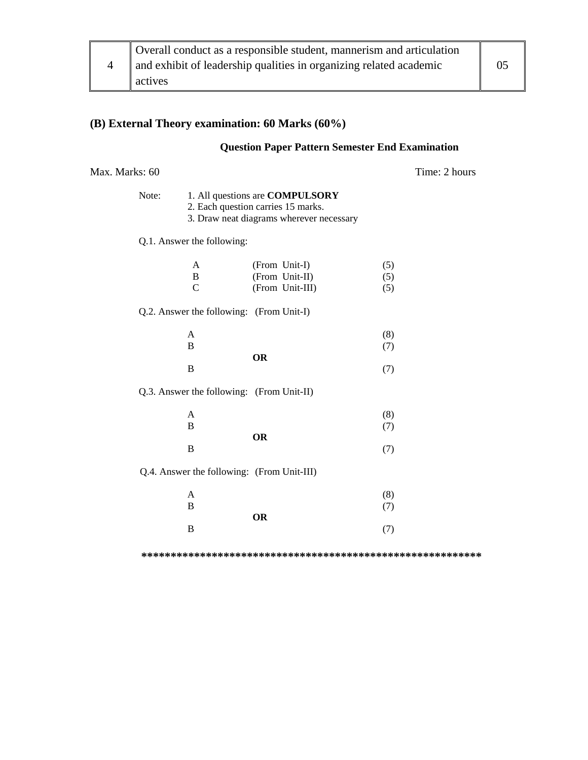| | | |
|---|---|---|
| 4 | Overall conduct as a responsible student, mannerism and articulation and exhibit of leadership qualities in organizing related academic actives | 05 |

### (B) External Theory examination: 60 Marks (60%)

**Question Paper Pattern Semester End Examination**

Max. Marks: 60 Time: 2 hours

Note:
1. All questions are **COMPULSORY**
2. Each question carries 15 marks.
3. Draw neat diagrams wherever necessary

Q.1. Answer the following:

| | | |
|---|---|---|
| A | (From Unit-I) | (5) |
| B | (From Unit-II) | (5) |
| C | (From Unit-III) | (5) |

Q.2. Answer the following: (From Unit-I)

| | | |
|---|---|---|
| A | | (8) |
| B | | (7) |
| | **OR** | |
| B | | (7) |

Q.3. Answer the following: (From Unit-II)

| | | |
|---|---|---|
| A | | (8) |
| B | | (7) |
| | **OR** | |
| B | | (7) |

Q.4. Answer the following: (From Unit-III)

| | | |
|---|---|---|
| A | | (8) |
| B | | (7) |
| | **OR** | |
| B | | (7) |

**********************************************************